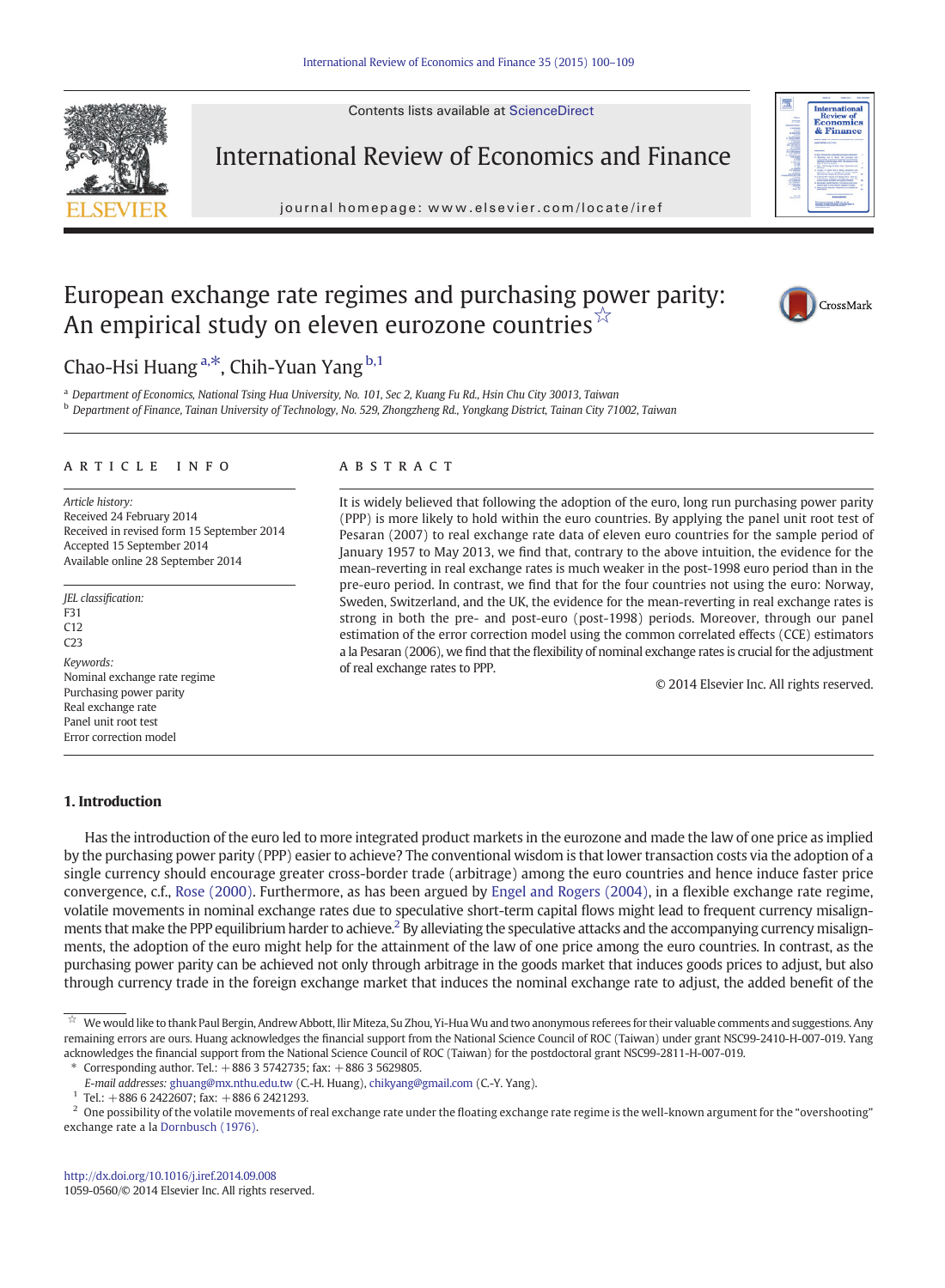# European exchange rate regimes and purchasing power parity: An empirical study on eleven eurozone countries[☆]

Chao-Hsi Huang[a,*], Chih-Yuan Yang[b,1]

[a] Department of Economics, National Tsing Hua University, No. 101, Sec 2, Kuang Fu Rd., Hsin Chu City 30013, Taiwan

[b] Department of Finance, Tainan University of Technology, No. 529, Zhongzheng Rd., Yongkang District, Tainan City 71002, Taiwan

## ARTICLE INFO

*Article history:*
Received 24 February 2014
Received in revised form 15 September 2014
Accepted 15 September 2014
Available online 28 September 2014

*JEL classification:*
F31
C12
C23

*Keywords:*
Nominal exchange rate regime
Purchasing power parity
Real exchange rate
Panel unit root test
Error correction model

## ABSTRACT

It is widely believed that following the adoption of the euro, long run purchasing power parity (PPP) is more likely to hold within the euro countries. By applying the panel unit root test of Pesaran (2007) to real exchange rate data of eleven euro countries for the sample period of January 1957 to May 2013, we find that, contrary to the above intuition, the evidence for the mean-reverting in real exchange rates is much weaker in the post-1998 euro period than in the pre-euro period. In contrast, we find that for the four countries not using the euro: Norway, Sweden, Switzerland, and the UK, the evidence for the mean-reverting in real exchange rates is strong in both the pre- and post-euro (post-1998) periods. Moreover, through our panel estimation of the error correction model using the common correlated effects (CCE) estimators a la Pesaran (2006), we find that the flexibility of nominal exchange rates is crucial for the adjustment of real exchange rates to PPP.

© 2014 Elsevier Inc. All rights reserved.

## 1. Introduction

Has the introduction of the euro led to more integrated product markets in the eurozone and made the law of one price as implied by the purchasing power parity (PPP) easier to achieve? The conventional wisdom is that lower transaction costs via the adoption of a single currency should encourage greater cross-border trade (arbitrage) among the euro countries and hence induce faster price convergence, c.f., Rose (2000). Furthermore, as has been argued by Engel and Rogers (2004), in a flexible exchange rate regime, volatile movements in nominal exchange rates due to speculative short-term capital flows might lead to frequent currency misalignments that make the PPP equilibrium harder to achieve.[2] By alleviating the speculative attacks and the accompanying currency misalignments, the adoption of the euro might help for the attainment of the law of one price among the euro countries. In contrast, as the purchasing power parity can be achieved not only through arbitrage in the goods market that induces goods prices to adjust, but also through currency trade in the foreign exchange market that induces the nominal exchange rate to adjust, the added benefit of the

---

[☆] We would like to thank Paul Bergin, Andrew Abbott, Ilir Miteza, Su Zhou, Yi-Hua Wu and two anonymous referees for their valuable comments and suggestions. Any remaining errors are ours. Huang acknowledges the financial support from the National Science Council of ROC (Taiwan) under grant NSC99-2410-H-007-019. Yang acknowledges the financial support from the National Science Council of ROC (Taiwan) for the postdoctoral grant NSC99-2811-H-007-019.

\* Corresponding author. Tel.: +886 3 5742735; fax: +886 3 5629805.
*E-mail addresses:* ghuang@mx.nthu.edu.tw (C.-H. Huang), chikyang@gmail.com (C.-Y. Yang).

[1] Tel.: +886 6 2422607; fax: +886 6 2421293.

[2] One possibility of the volatile movements of real exchange rate under the floating exchange rate regime is the well-known argument for the "overshooting" exchange rate a la Dornbusch (1976).

http://dx.doi.org/10.1016/j.iref.2014.09.008
1059-0560/© 2014 Elsevier Inc. All rights reserved.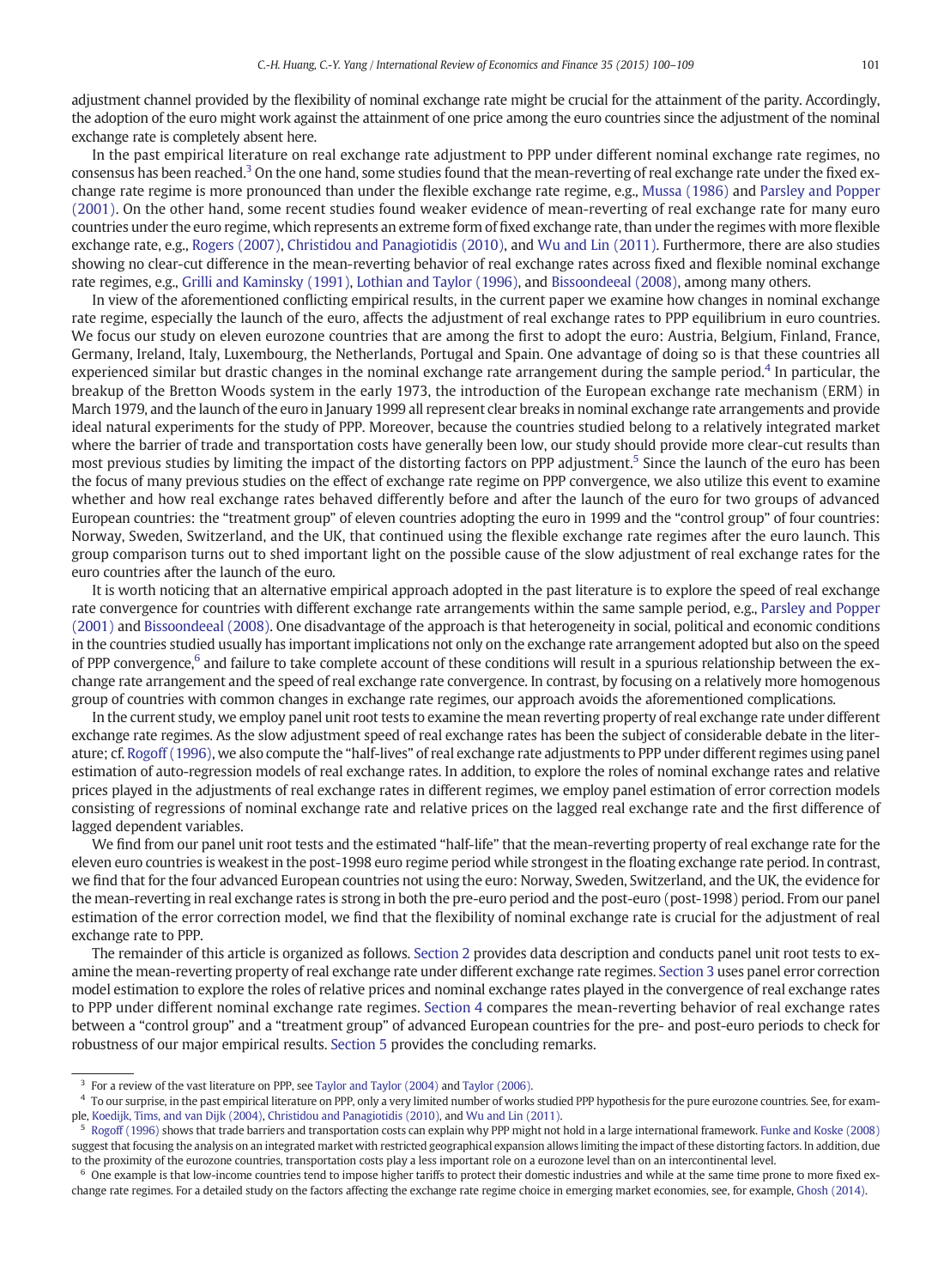adjustment channel provided by the flexibility of nominal exchange rate might be crucial for the attainment of the parity. Accordingly, the adoption of the euro might work against the attainment of one price among the euro countries since the adjustment of the nominal exchange rate is completely absent here.

In the past empirical literature on real exchange rate adjustment to PPP under different nominal exchange rate regimes, no consensus has been reached.[3] On the one hand, some studies found that the mean-reverting of real exchange rate under the fixed exchange rate regime is more pronounced than under the flexible exchange rate regime, e.g., Mussa (1986) and Parsley and Popper (2001). On the other hand, some recent studies found weaker evidence of mean-reverting of real exchange rate for many euro countries under the euro regime, which represents an extreme form of fixed exchange rate, than under the regimes with more flexible exchange rate, e.g., Rogers (2007), Christidou and Panagiotidis (2010), and Wu and Lin (2011). Furthermore, there are also studies showing no clear-cut difference in the mean-reverting behavior of real exchange rates across fixed and flexible nominal exchange rate regimes, e.g., Grilli and Kaminsky (1991), Lothian and Taylor (1996), and Bissoondeeal (2008), among many others.

In view of the aforementioned conflicting empirical results, in the current paper we examine how changes in nominal exchange rate regime, especially the launch of the euro, affects the adjustment of real exchange rates to PPP equilibrium in euro countries. We focus our study on eleven eurozone countries that are among the first to adopt the euro: Austria, Belgium, Finland, France, Germany, Ireland, Italy, Luxembourg, the Netherlands, Portugal and Spain. One advantage of doing so is that these countries all experienced similar but drastic changes in the nominal exchange rate arrangement during the sample period.[4] In particular, the breakup of the Bretton Woods system in the early 1973, the introduction of the European exchange rate mechanism (ERM) in March 1979, and the launch of the euro in January 1999 all represent clear breaks in nominal exchange rate arrangements and provide ideal natural experiments for the study of PPP. Moreover, because the countries studied belong to a relatively integrated market where the barrier of trade and transportation costs have generally been low, our study should provide more clear-cut results than most previous studies by limiting the impact of the distorting factors on PPP adjustment.[5] Since the launch of the euro has been the focus of many previous studies on the effect of exchange rate regime on PPP convergence, we also utilize this event to examine whether and how real exchange rates behaved differently before and after the launch of the euro for two groups of advanced European countries: the "treatment group" of eleven countries adopting the euro in 1999 and the "control group" of four countries: Norway, Sweden, Switzerland, and the UK, that continued using the flexible exchange rate regimes after the euro launch. This group comparison turns out to shed important light on the possible cause of the slow adjustment of real exchange rates for the euro countries after the launch of the euro.

It is worth noticing that an alternative empirical approach adopted in the past literature is to explore the speed of real exchange rate convergence for countries with different exchange rate arrangements within the same sample period, e.g., Parsley and Popper (2001) and Bissoondeeal (2008). One disadvantage of the approach is that heterogeneity in social, political and economic conditions in the countries studied usually has important implications not only on the exchange rate arrangement adopted but also on the speed of PPP convergence,[6] and failure to take complete account of these conditions will result in a spurious relationship between the exchange rate arrangement and the speed of real exchange rate convergence. In contrast, by focusing on a relatively more homogenous group of countries with common changes in exchange rate regimes, our approach avoids the aforementioned complications.

In the current study, we employ panel unit root tests to examine the mean reverting property of real exchange rate under different exchange rate regimes. As the slow adjustment speed of real exchange rates has been the subject of considerable debate in the literature; cf. Rogoff (1996), we also compute the "half-lives" of real exchange rate adjustments to PPP under different regimes using panel estimation of auto-regression models of real exchange rates. In addition, to explore the roles of nominal exchange rates and relative prices played in the adjustments of real exchange rates in different regimes, we employ panel estimation of error correction models consisting of regressions of nominal exchange rate and relative prices on the lagged real exchange rate and the first difference of lagged dependent variables.

We find from our panel unit root tests and the estimated "half-life" that the mean-reverting property of real exchange rate for the eleven euro countries is weakest in the post-1998 euro regime period while strongest in the floating exchange rate period. In contrast, we find that for the four advanced European countries not using the euro: Norway, Sweden, Switzerland, and the UK, the evidence for the mean-reverting in real exchange rates is strong in both the pre-euro period and the post-euro (post-1998) period. From our panel estimation of the error correction model, we find that the flexibility of nominal exchange rate is crucial for the adjustment of real exchange rate to PPP.

The remainder of this article is organized as follows. Section 2 provides data description and conducts panel unit root tests to examine the mean-reverting property of real exchange rate under different exchange rate regimes. Section 3 uses panel error correction model estimation to explore the roles of relative prices and nominal exchange rates played in the convergence of real exchange rates to PPP under different nominal exchange rate regimes. Section 4 compares the mean-reverting behavior of real exchange rates between a "control group" and a "treatment group" of advanced European countries for the pre- and post-euro periods to check for robustness of our major empirical results. Section 5 provides the concluding remarks.

---

[3] For a review of the vast literature on PPP, see Taylor and Taylor (2004) and Taylor (2006).

[4] To our surprise, in the past empirical literature on PPP, only a very limited number of works studied PPP hypothesis for the pure eurozone countries. See, for example, Koedijk, Tims, and van Dijk (2004), Christidou and Panagiotidis (2010), and Wu and Lin (2011).

[5] Rogoff (1996) shows that trade barriers and transportation costs can explain why PPP might not hold in a large international framework. Funke and Koske (2008) suggest that focusing the analysis on an integrated market with restricted geographical expansion allows limiting the impact of these distorting factors. In addition, due to the proximity of the eurozone countries, transportation costs play a less important role on a eurozone level than on an intercontinental level.

[6] One example is that low-income countries tend to impose higher tariffs to protect their domestic industries and while at the same time prone to more fixed exchange rate regimes. For a detailed study on the factors affecting the exchange rate regime choice in emerging market economies, see, for example, Ghosh (2014).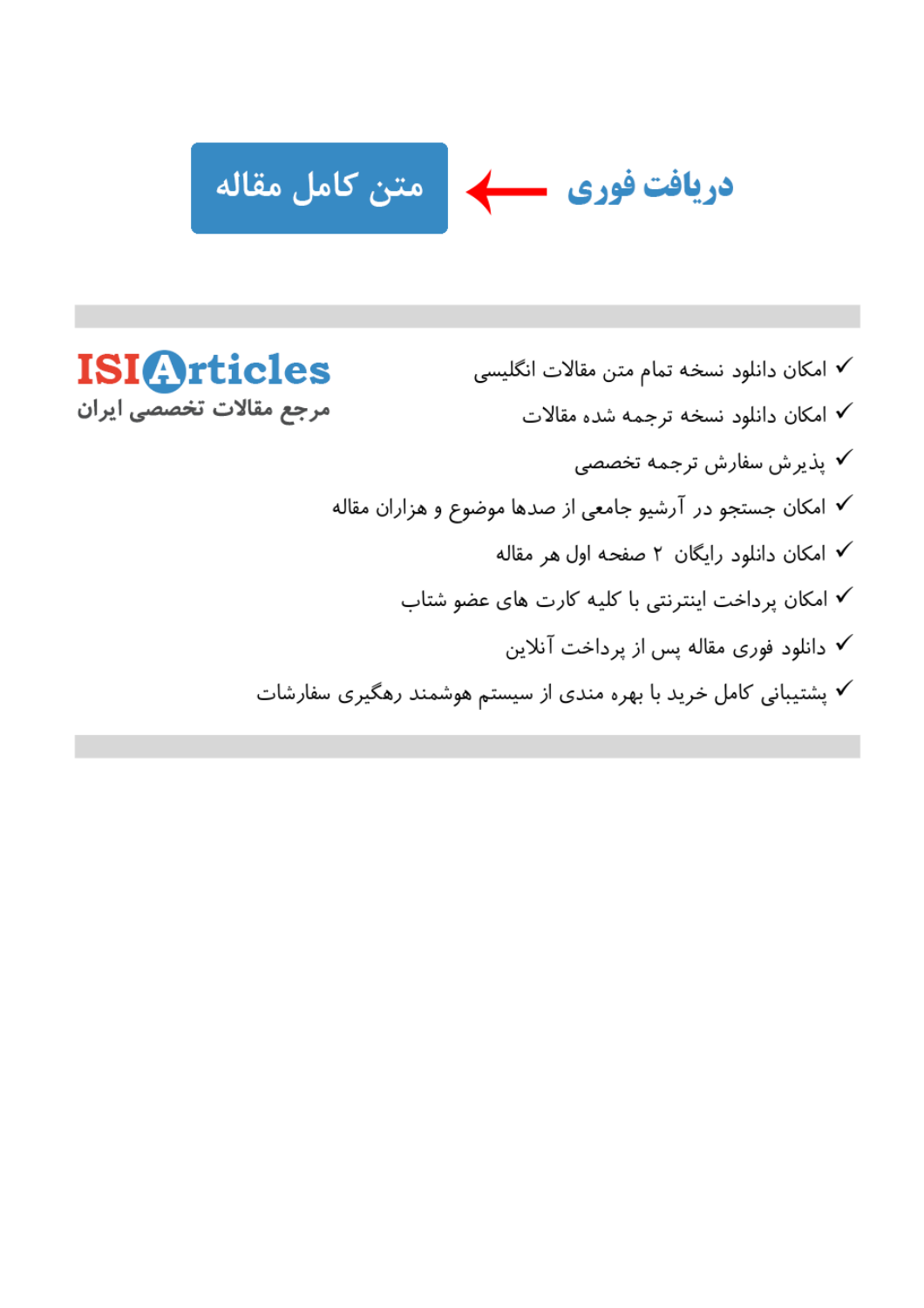دریافت فوری ← متن کامل مقاله

ISIArticles
مرجع مقالات تخصصی ایران

- ✓ امکان دانلود نسخه تمام متن مقالات انگلیسی
- ✓ امکان دانلود نسخه ترجمه شده مقالات
- ✓ پذیرش سفارش ترجمه تخصصی
- ✓ امکان جستجو در آرشیو جامعی از صدها موضوع و هزاران مقاله
- ✓ امکان دانلود رایگان ۲ صفحه اول هر مقاله
- ✓ امکان پرداخت اینترنتی با کلیه کارت های عضو شتاب
- ✓ دانلود فوری مقاله پس از پرداخت آنلاین
- ✓ پشتیبانی کامل خرید با بهره مندی از سیستم هوشمند رهگیری سفارشات